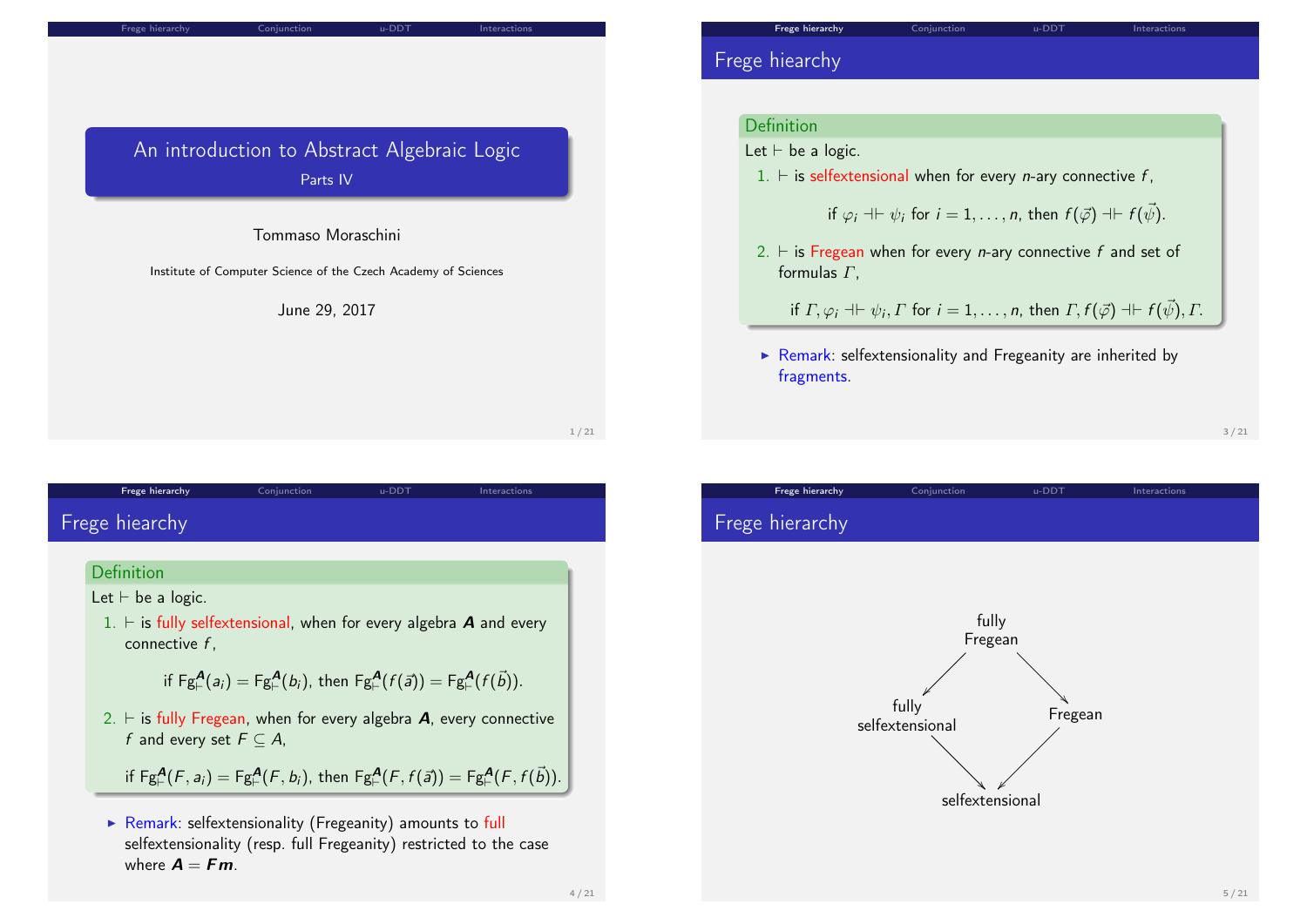# An introduction to Abstract Algebraic Logic

Parts IV

Tommaso Moraschini

Institute of Computer Science of the Czech Academy of Sciences

June 29, 2017

## Frege hiearchy

**Definition**

Let $\vdash$ be a logic.

1. $\vdash$ is selfextensional when for every $n$-ary connective $f$,

$$\text{if } \varphi_i \dashv\vdash \psi_i \text{ for } i = 1, \ldots, n, \text{ then } f(\vec{\varphi}) \dashv\vdash f(\vec{\psi}).$$

2. $\vdash$ is Fregean when for every $n$-ary connective $f$ and set of formulas $\Gamma$,

$$\text{if } \Gamma, \varphi_i \dashv\vdash \psi_i, \Gamma \text{ for } i = 1, \ldots, n, \text{ then } \Gamma, f(\vec{\varphi}) \dashv\vdash f(\vec{\psi}), \Gamma.$$

- Remark: selfextensionality and Fregeanity are inherited by fragments.

## Frege hiearchy

**Definition**

Let $\vdash$ be a logic.

1. $\vdash$ is fully selfextensional, when for every algebra $\boldsymbol{A}$ and every connective $f$,

$$\text{if } \mathrm{Fg}^{\boldsymbol{A}}_{\vdash}(a_i) = \mathrm{Fg}^{\boldsymbol{A}}_{\vdash}(b_i), \text{ then } \mathrm{Fg}^{\boldsymbol{A}}_{\vdash}(f(\vec{a})) = \mathrm{Fg}^{\boldsymbol{A}}_{\vdash}(f(\vec{b})).$$

2. $\vdash$ is fully Fregean, when for every algebra $\boldsymbol{A}$, every connective $f$ and every set $F \subseteq A$,

$$\text{if } \mathrm{Fg}^{\boldsymbol{A}}_{\vdash}(F, a_i) = \mathrm{Fg}^{\boldsymbol{A}}_{\vdash}(F, b_i), \text{ then } \mathrm{Fg}^{\boldsymbol{A}}_{\vdash}(F, f(\vec{a})) = \mathrm{Fg}^{\boldsymbol{A}}_{\vdash}(F, f(\vec{b})).$$

- Remark: selfextensionality (Fregeanity) amounts to full selfextensionality (resp. full Fregeanity) restricted to the case where $\boldsymbol{A} = \boldsymbol{Fm}$.

## Frege hierarchy

fully Fregean → fully selfextensional
fully Fregean → Fregean
fully selfextensional → selfextensional
Fregean → selfextensional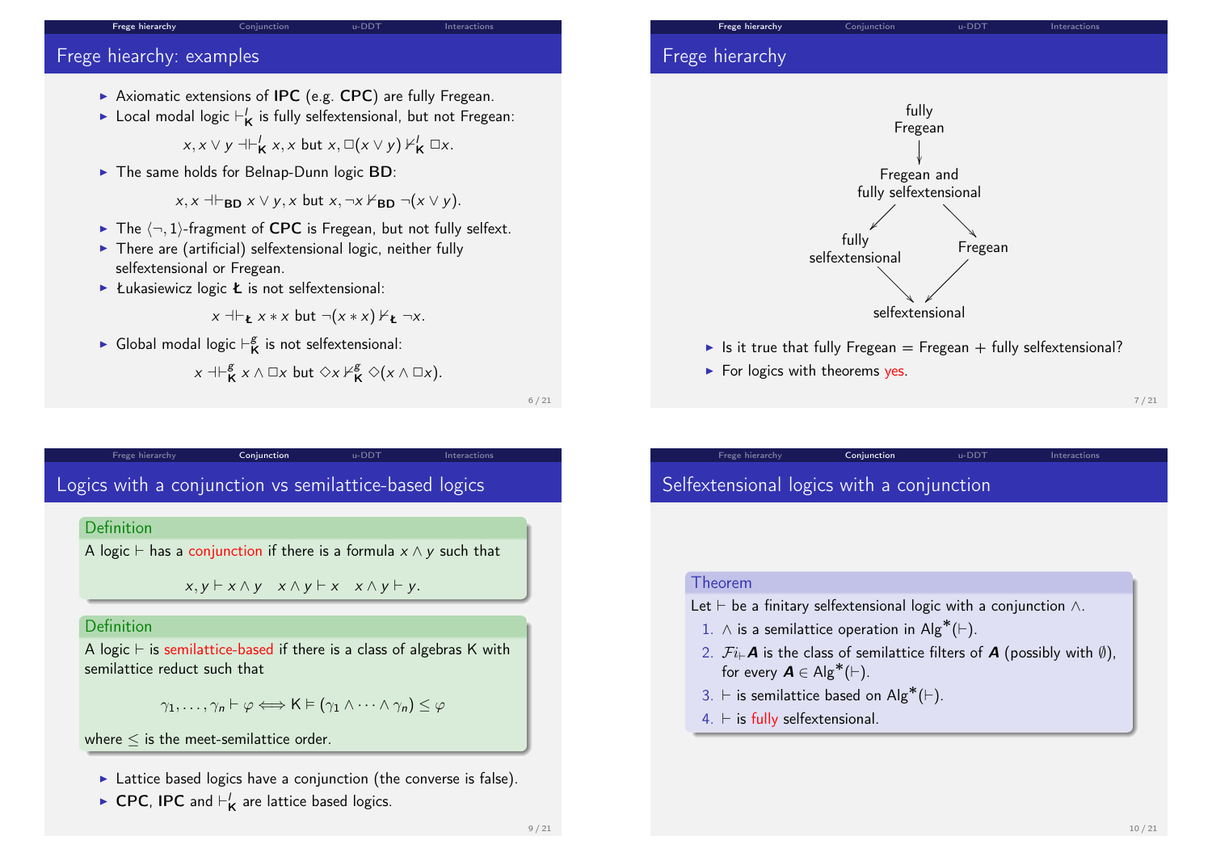## Frege hierarchy: examples

- Axiomatic extensions of **IPC** (e.g. **CPC**) are fully Fregean.
- Local modal logic $\vdash^l_{\mathbf{K}}$ is fully selfextensional, but not Fregean:

$$x, x \vee y \dashv\vdash^l_{\mathbf{K}} x, x \text{ but } x, \Box(x \vee y) \nvdash^l_{\mathbf{K}} \Box x.$$

- The same holds for Belnap-Dunn logic **BD**:

$$x, x \dashv\vdash_{\mathbf{BD}} x \vee y, x \text{ but } x, \neg x \nvdash_{\mathbf{BD}} \neg(x \vee y).$$

- The $\langle \neg, 1 \rangle$-fragment of **CPC** is Fregean, but not fully selfext.
- There are (artificial) selfextensional logic, neither fully selfextensional or Fregean.
- Łukasiewicz logic **Ł** is not selfextensional:

$$x \dashv\vdash_{\mathbf{Ł}} x * x \text{ but } \neg(x * x) \nvdash_{\mathbf{Ł}} \neg x.$$

- Global modal logic $\vdash^g_{\mathbf{K}}$ is not selfextensional:

$$x \dashv\vdash^g_{\mathbf{K}} x \wedge \Box x \text{ but } \Diamond x \nvdash^g_{\mathbf{K}} \Diamond(x \wedge \Box x).$$

## Frege hierarchy

fully Fregean → Fregean and fully selfextensional

Fregean and fully selfextensional → fully selfextensional

Fregean and fully selfextensional → Fregean

fully selfextensional → selfextensional

Fregean → selfextensional

- Is it true that fully Fregean = Fregean + fully selfextensional?
- For logics with theorems yes.

## Logics with a conjunction vs semilattice-based logics

**Definition**

A logic $\vdash$ has a conjunction if there is a formula $x \wedge y$ such that

$$x, y \vdash x \wedge y \quad x \wedge y \vdash x \quad x \wedge y \vdash y.$$

**Definition**

A logic $\vdash$ is semilattice-based if there is a class of algebras K with semilattice reduct such that

$$\gamma_1, \dots, \gamma_n \vdash \varphi \iff \mathsf{K} \vDash (\gamma_1 \wedge \dots \wedge \gamma_n) \leq \varphi$$

where $\leq$ is the meet-semilattice order.

- Lattice based logics have a conjunction (the converse is false).
- **CPC**, **IPC** and $\vdash^l_{\mathbf{K}}$ are lattice based logics.

## Selfextensional logics with a conjunction

**Theorem**

Let $\vdash$ be a finitary selfextensional logic with a conjunction $\wedge$.

1. $\wedge$ is a semilattice operation in $\mathsf{Alg}^*(\vdash)$.
2. $\mathcal{F}i_{\vdash}\boldsymbol{A}$ is the class of semilattice filters of $\boldsymbol{A}$ (possibly with $\emptyset$), for every $\boldsymbol{A} \in \mathsf{Alg}^*(\vdash)$.
3. $\vdash$ is semilattice based on $\mathsf{Alg}^*(\vdash)$.
4. $\vdash$ is fully selfextensional.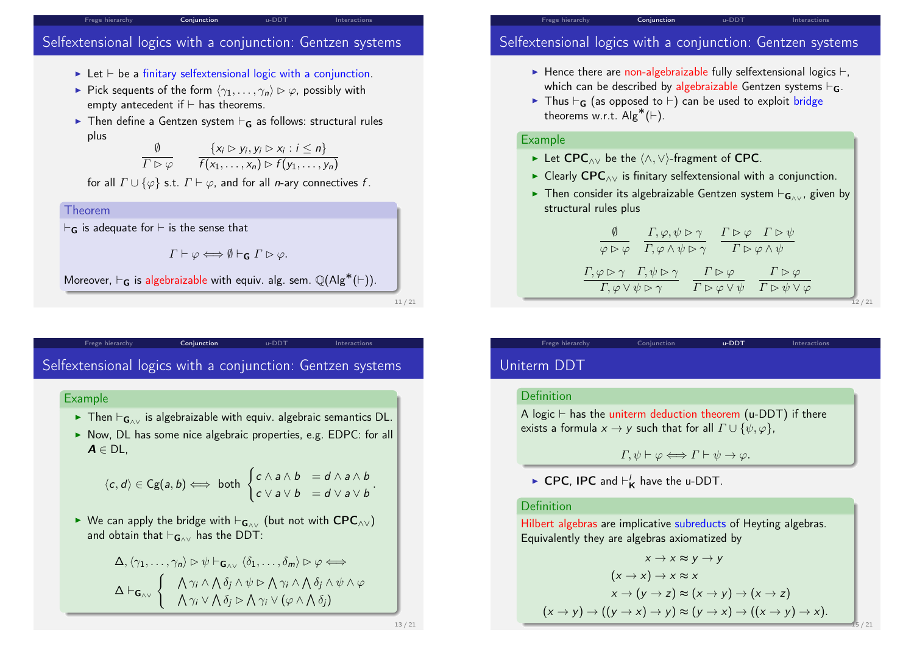## Selfextensional logics with a conjunction: Gentzen systems

- Let $\vdash$ be a finitary selfextensional logic with a conjunction.
- Pick sequents of the form $\langle \gamma_1, \dots, \gamma_n \rangle \rhd \varphi$, possibly with empty antecedent if $\vdash$ has theorems.
- Then define a Gentzen system $\vdash_{\mathbf{G}}$ as follows: structural rules plus

$$\frac{\emptyset}{\Gamma \rhd \varphi} \qquad \frac{\{x_i \rhd y_i, y_i \rhd x_i : i \leq n\}}{f(x_1, \dots, x_n) \rhd f(y_1, \dots, y_n)}$$

for all $\Gamma \cup \{\varphi\}$ s.t. $\Gamma \vdash \varphi$, and for all $n$-ary connectives $f$.

**Theorem**

$\vdash_{\mathbf{G}}$ is adequate for $\vdash$ is the sense that

$$\Gamma \vdash \varphi \Longleftrightarrow \emptyset \vdash_{\mathbf{G}} \Gamma \rhd \varphi.$$

Moreover, $\vdash_{\mathbf{G}}$ is algebraizable with equiv. alg. sem. $\mathbb{Q}(\mathrm{Alg}^*(\vdash))$.

## Selfextensional logics with a conjunction: Gentzen systems

- Hence there are non-algebraizable fully selfextensional logics $\vdash$, which can be described by algebraizable Gentzen systems $\vdash_{\mathbf{G}}$.
- Thus $\vdash_{\mathbf{G}}$ (as opposed to $\vdash$) can be used to exploit bridge theorems w.r.t. $\mathrm{Alg}^*(\vdash)$.

**Example**

- Let $\mathbf{CPC}_{\wedge\vee}$ be the $\langle \wedge, \vee \rangle$-fragment of $\mathbf{CPC}$.
- Clearly $\mathbf{CPC}_{\wedge\vee}$ is finitary selfextensional with a conjunction.
- Then consider its algebraizable Gentzen system $\vdash_{\mathbf{G}_{\wedge\vee}}$, given by structural rules plus

$$\frac{\emptyset}{\varphi \rhd \varphi} \qquad \frac{\Gamma, \varphi, \psi \rhd \gamma}{\Gamma, \varphi \wedge \psi \rhd \gamma} \qquad \frac{\Gamma \rhd \varphi \quad \Gamma \rhd \psi}{\Gamma \rhd \varphi \wedge \psi}$$

$$\frac{\Gamma, \varphi \rhd \gamma \quad \Gamma, \psi \rhd \gamma}{\Gamma, \varphi \vee \psi \rhd \gamma} \qquad \frac{\Gamma \rhd \varphi}{\Gamma \rhd \varphi \vee \psi} \qquad \frac{\Gamma \rhd \varphi}{\Gamma \rhd \psi \vee \varphi}$$

## Selfextensional logics with a conjunction: Gentzen systems

**Example**

- Then $\vdash_{\mathbf{G}_{\wedge\vee}}$ is algebraizable with equiv. algebraic semantics DL.
- Now, DL has some nice algebraic properties, e.g. EDPC: for all $\boldsymbol{A} \in \mathrm{DL}$,

$$\langle c, d \rangle \in \mathrm{Cg}(a, b) \Longleftrightarrow \text{ both } \begin{cases} c \wedge a \wedge b &= d \wedge a \wedge b \\ c \vee a \vee b &= d \vee a \vee b \end{cases}.$$

- We can apply the bridge with $\vdash_{\mathbf{G}_{\wedge\vee}}$ (but not with $\mathbf{CPC}_{\wedge\vee}$) and obtain that $\vdash_{\mathbf{G}_{\wedge\vee}}$ has the DDT:

$$\Delta, \langle \gamma_1, \dots, \gamma_n \rangle \rhd \psi \vdash_{\mathbf{G}_{\wedge\vee}} \langle \delta_1, \dots, \delta_m \rangle \rhd \varphi \Longleftrightarrow$$

$$\Delta \vdash_{\mathbf{G}_{\wedge\vee}} \begin{cases} \bigwedge \gamma_i \wedge \bigwedge \delta_j \wedge \psi \rhd \bigwedge \gamma_i \wedge \bigwedge \delta_j \wedge \psi \wedge \varphi \\ \bigwedge \gamma_i \vee \bigwedge \delta_j \rhd \bigwedge \gamma_i \vee (\varphi \wedge \bigwedge \delta_j) \end{cases}$$

## Uniterm DDT

**Definition**

A logic $\vdash$ has the uniterm deduction theorem (u-DDT) if there exists a formula $x \to y$ such that for all $\Gamma \cup \{\psi, \varphi\}$,

$$\Gamma, \psi \vdash \varphi \Longleftrightarrow \Gamma \vdash \psi \to \varphi.$$

- $\mathbf{CPC}$, $\mathbf{IPC}$ and $\vdash^l_{\mathbf{K}}$ have the u-DDT.

**Definition**

Hilbert algebras are implicative subreducts of Heyting algebras. Equivalently they are algebras axiomatized by

$$x \to x \approx y \to y$$
$$(x \to x) \to x \approx x$$
$$x \to (y \to z) \approx (x \to y) \to (x \to z)$$
$$(x \to y) \to ((y \to x) \to y) \approx (y \to x) \to ((x \to y) \to x).$$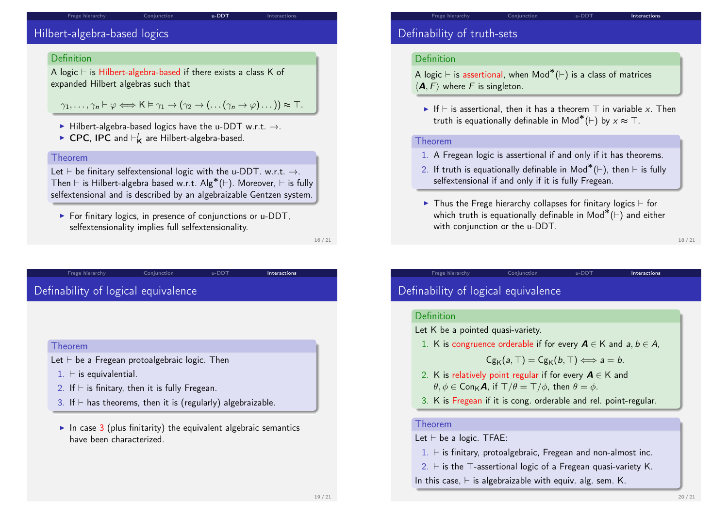## Hilbert-algebra-based logics

**Definition**

A logic $\vdash$ is Hilbert-algebra-based if there exists a class K of expanded Hilbert algebras such that

$$\gamma_1, \ldots, \gamma_n \vdash \varphi \Longleftrightarrow \mathsf{K} \vDash \gamma_1 \to (\gamma_2 \to (\ldots(\gamma_n \to \varphi)\ldots)) \approx \top.$$

- Hilbert-algebra-based logics have the u-DDT w.r.t. $\to$.
- **CPC**, **IPC** and $\vdash^l_{\mathsf{K}}$ are Hilbert-algebra-based.

**Theorem**

Let $\vdash$ be finitary selfextensional logic with the u-DDT. w.r.t. $\to$. Then $\vdash$ is Hilbert-algebra based w.r.t. $\mathrm{Alg}^*(\vdash)$. Moreover, $\vdash$ is fully selfextensional and is described by an algebraizable Gentzen system.

- For finitary logics, in presence of conjunctions or u-DDT, selfextensionality implies full selfextensionality.

## Definability of truth-sets

**Definition**

A logic $\vdash$ is assertional, when $\mathrm{Mod}^*(\vdash)$ is a class of matrices $\langle \boldsymbol{A}, F\rangle$ where $F$ is singleton.

- If $\vdash$ is assertional, then it has a theorem $\top$ in variable $x$. Then truth is equationally definable in $\mathrm{Mod}^*(\vdash)$ by $x \approx \top$.

**Theorem**

1. A Fregean logic is assertional if and only if it has theorems.
2. If truth is equationally definable in $\mathrm{Mod}^*(\vdash)$, then $\vdash$ is fully selfextensional if and only if it is fully Fregean.

- Thus the Frege hierarchy collapses for finitary logics $\vdash$ for which truth is equationally definable in $\mathrm{Mod}^*(\vdash)$ and either with conjunction or the u-DDT.

## Definability of logical equivalence

**Theorem**

Let $\vdash$ be a Fregean protoalgebraic logic. Then

1. $\vdash$ is equivalential.
2. If $\vdash$ is finitary, then it is fully Fregean.
3. If $\vdash$ has theorems, then it is (regularly) algebraizable.

- In case 3 (plus finitarity) the equivalent algebraic semantics have been characterized.

## Definability of logical equivalence

**Definition**

Let K be a pointed quasi-variety.

1. K is congruence orderable if for every $\boldsymbol{A} \in \mathsf{K}$ and $a, b \in A$,
$$\mathrm{Cg}_{\mathsf{K}}(a, \top) = \mathrm{Cg}_{\mathsf{K}}(b, \top) \Longleftrightarrow a = b.$$
2. K is relatively point regular if for every $\boldsymbol{A} \in \mathsf{K}$ and $\theta, \phi \in \mathrm{Con}_{\mathsf{K}}\boldsymbol{A}$, if $\top/\theta = \top/\phi$, then $\theta = \phi$.
3. K is Fregean if it is cong. orderable and rel. point-regular.

**Theorem**

Let $\vdash$ be a logic. TFAE:

1. $\vdash$ is finitary, protoalgebraic, Fregean and non-almost inc.
2. $\vdash$ is the $\top$-assertional logic of a Fregean quasi-variety K.

In this case, $\vdash$ is algebraizable with equiv. alg. sem. K.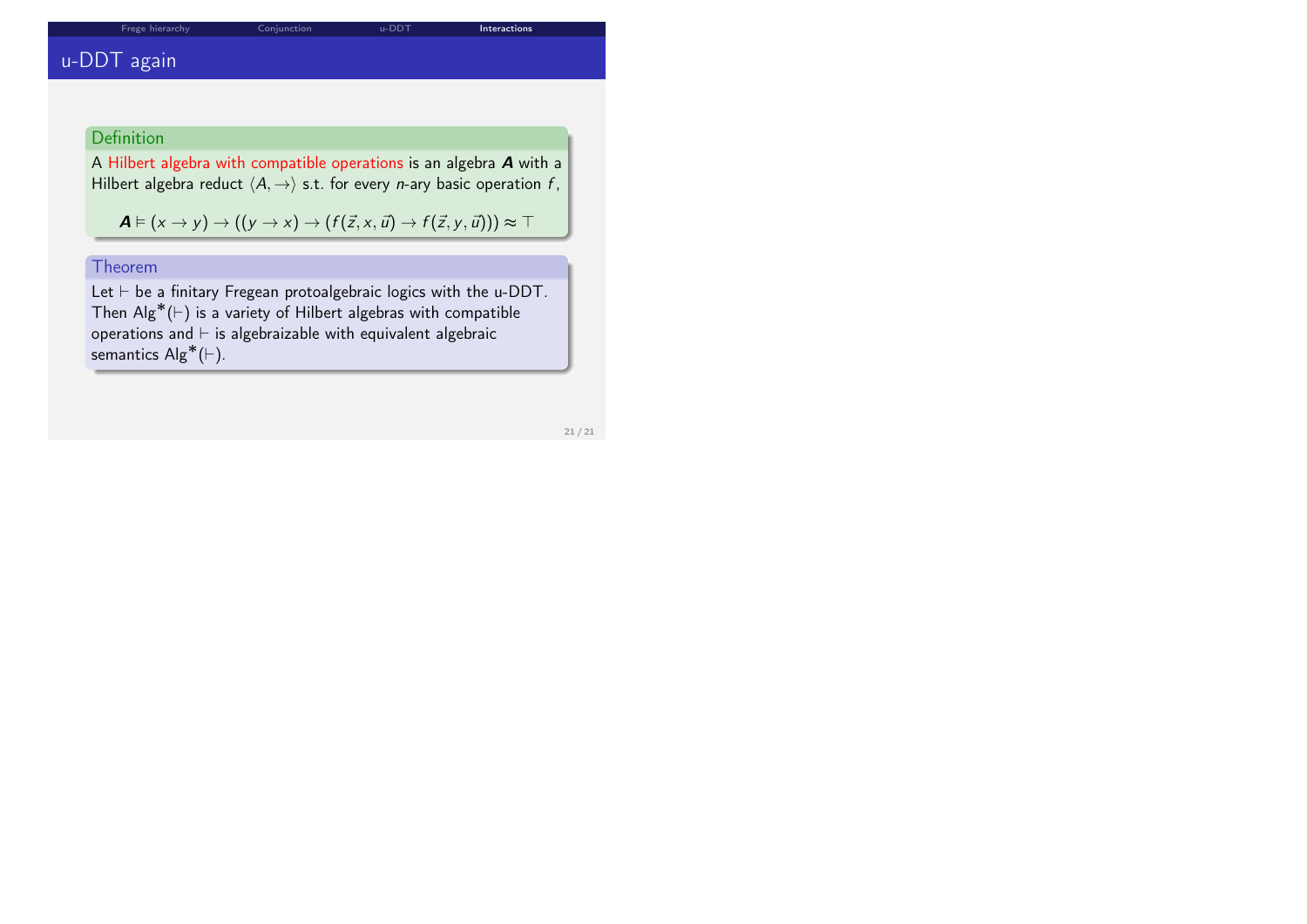## u-DDT again

**Definition**

A Hilbert algebra with compatible operations is an algebra $\boldsymbol{A}$ with a Hilbert algebra reduct $\langle A, \to \rangle$ s.t. for every $n$-ary basic operation $f$,

$$\boldsymbol{A} \vDash (x \to y) \to ((y \to x) \to (f(\vec{z}, x, \vec{u}) \to f(\vec{z}, y, \vec{u}))) \approx \top$$

**Theorem**

Let $\vdash$ be a finitary Fregean protoalgebraic logics with the u-DDT. Then $\mathrm{Alg}^*(\vdash)$ is a variety of Hilbert algebras with compatible operations and $\vdash$ is algebraizable with equivalent algebraic semantics $\mathrm{Alg}^*(\vdash)$.